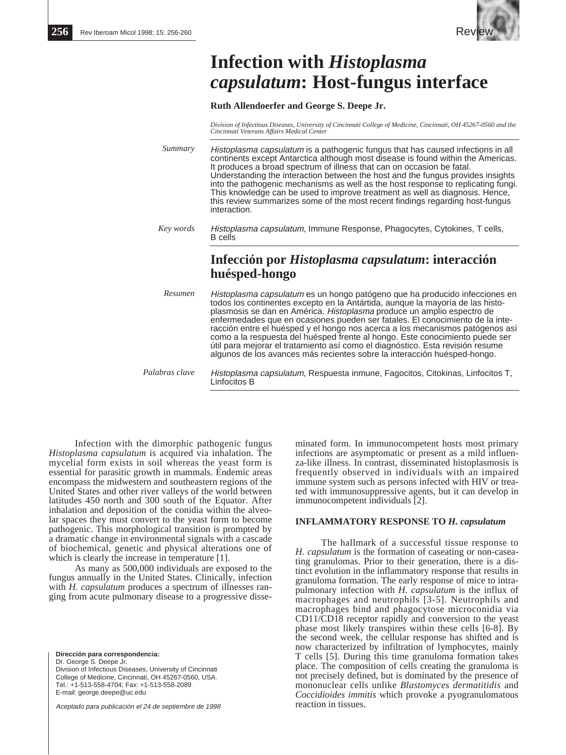Review

# Infection with *Histoplasma capsulatum*: Host-fungus interface

**Ruth Allendoerfer and George S. Deepe Jr.**

*Division of Infectious Diseases, University of Cincinnati College of Medicine, Cincinnati, OH 45267-0560 and the Cincinnati Veterans Affairs Medical Center*

*Summary*

*Histoplasma capsulatum* is a pathogenic fungus that has caused infections in all continents except Antarctica although most disease is found within the Americas. It produces a broad spectrum of illness that can on occasion be fatal. Understanding the interaction between the host and the fungus provides insights into the pathogenic mechanisms as well as the host response to replicating fungi. This knowledge can be used to improve treatment as well as diagnosis. Hence, this review summarizes some of the most recent findings regarding host-fungus interaction.

*Key words*

*Histoplasma capsulatum*, Immune Response, Phagocytes, Cytokines, T cells, B cells

## Infección por *Histoplasma capsulatum*: interacción huésped-hongo

*Resumen*

*Histoplasma capsulatum* es un hongo patógeno que ha producido infecciones en todos los continentes excepto en la Antártida, aunque la mayoría de las histoplasmosis se dan en América. *Histoplasma* produce un amplio espectro de enfermedades que en ocasiones pueden ser fatales. El conocimiento de la interacción entre el huésped y el hongo nos acerca a los mecanismos patógenos así como a la respuesta del huésped frente al hongo. Este conocimiento puede ser útil para mejorar el tratamiento así como el diagnóstico. Esta revisión resume algunos de los avances más recientes sobre la interacción huésped-hongo.

*Palabras clave*

*Histoplasma capsulatum*, Respuesta inmune, Fagocitos, Citokinas, Linfocitos T, Linfocitos B

**Dirección para correspondencia:**
Dr. George S. Deepe Jr.
Division of Infectious Diseases, University of Cincinnati College of Medicine, Cincinnati, OH 45267-0560, USA.
Tel.: +1-513-558-4704; Fax: +1-513-558-2089
E-mail: george.deepe@uc.edu

*Aceptado para publicación el 24 de septiembre de 1998*

Infection with the dimorphic pathogenic fungus *Histoplasma capsulatum* is acquired via inhalation. The mycelial form exists in soil whereas the yeast form is essential for parasitic growth in mammals. Endemic areas encompass the midwestern and southeastern regions of the United States and other river valleys of the world between latitudes 450 north and 300 south of the Equator. After inhalation and deposition of the conidia within the alveolar spaces they must convert to the yeast form to become pathogenic. This morphological transition is prompted by a dramatic change in environmental signals with a cascade of biochemical, genetic and physical alterations one of which is clearly the increase in temperature [1].

As many as 500,000 individuals are exposed to the fungus annually in the United States. Clinically, infection with *H. capsulatum* produces a spectrum of illnesses ranging from acute pulmonary disease to a progressive disseminated form. In immunocompetent hosts most primary infections are asymptomatic or present as a mild influenza-like illness. In contrast, disseminated histoplasmosis is frequently observed in individuals with an impaired immune system such as persons infected with HIV or treated with immunosuppressive agents, but it can develop in immunocompetent individuals [2].

### INFLAMMATORY RESPONSE TO *H. capsulatum*

The hallmark of a successful tissue response to *H. capsulatum* is the formation of caseating or non-caseating granulomas. Prior to their generation, there is a distinct evolution in the inflammatory response that results in granuloma formation. The early response of mice to intrapulmonary infection with *H. capsulatum* is the influx of macrophages and neutrophils [3-5]. Neutrophils and macrophages bind and phagocytose microconidia via CD11/CD18 receptor rapidly and conversion to the yeast phase most likely transpires within these cells [6-8]. By the second week, the cellular response has shifted and is now characterized by infiltration of lymphocytes, mainly T cells [5]. During this time granuloma formation takes place. The composition of cells creating the granuloma is not precisely defined, but is dominated by the presence of mononuclear cells unlike *Blastomyces dermatitidis* and *Coccidioides immitis* which provoke a pyogranulomatous reaction in tissues.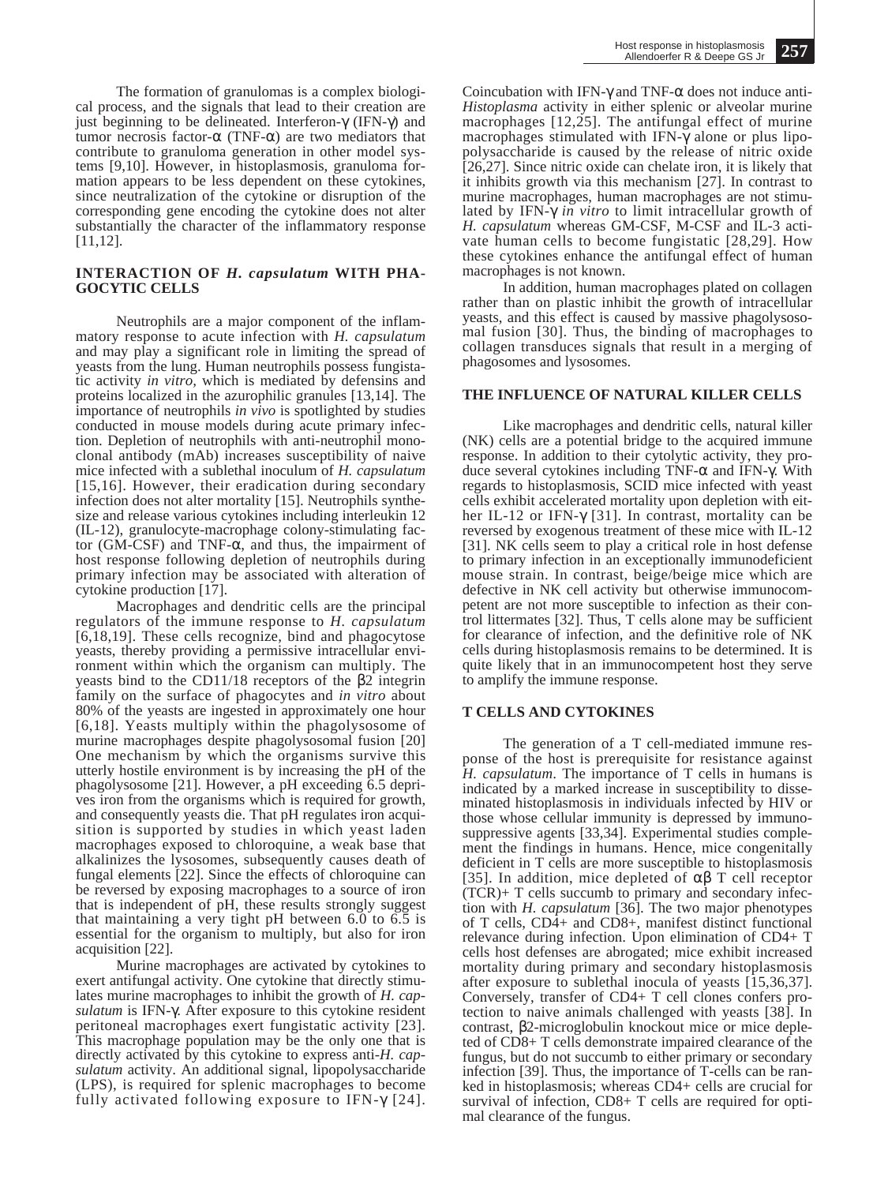The formation of granulomas is a complex biological process, and the signals that lead to their creation are just beginning to be delineated. Interferon-γ (IFN-γ) and tumor necrosis factor-α (TNF-α) are two mediators that contribute to granuloma generation in other model systems [9,10]. However, in histoplasmosis, granuloma formation appears to be less dependent on these cytokines, since neutralization of the cytokine or disruption of the corresponding gene encoding the cytokine does not alter substantially the character of the inflammatory response [11,12].

## INTERACTION OF *H. capsulatum* WITH PHAGOCYTIC CELLS

Neutrophils are a major component of the inflammatory response to acute infection with *H. capsulatum* and may play a significant role in limiting the spread of yeasts from the lung. Human neutrophils possess fungistatic activity *in vitro*, which is mediated by defensins and proteins localized in the azurophilic granules [13,14]. The importance of neutrophils *in vivo* is spotlighted by studies conducted in mouse models during acute primary infection. Depletion of neutrophils with anti-neutrophil monoclonal antibody (mAb) increases susceptibility of naive mice infected with a sublethal inoculum of *H. capsulatum* [15,16]. However, their eradication during secondary infection does not alter mortality [15]. Neutrophils synthesize and release various cytokines including interleukin 12 (IL-12), granulocyte-macrophage colony-stimulating factor (GM-CSF) and TNF-α, and thus, the impairment of host response following depletion of neutrophils during primary infection may be associated with alteration of cytokine production [17].

Macrophages and dendritic cells are the principal regulators of the immune response to *H. capsulatum* [6,18,19]. These cells recognize, bind and phagocytose yeasts, thereby providing a permissive intracellular environment within which the organism can multiply. The yeasts bind to the CD11/18 receptors of the β2 integrin family on the surface of phagocytes and *in vitro* about 80% of the yeasts are ingested in approximately one hour [6,18]. Yeasts multiply within the phagolysosome of murine macrophages despite phagolysosomal fusion [20] One mechanism by which the organisms survive this utterly hostile environment is by increasing the pH of the phagolysosome [21]. However, a pH exceeding 6.5 deprives iron from the organisms which is required for growth, and consequently yeasts die. That pH regulates iron acquisition is supported by studies in which yeast laden macrophages exposed to chloroquine, a weak base that alkalinizes the lysosomes, subsequently causes death of fungal elements [22]. Since the effects of chloroquine can be reversed by exposing macrophages to a source of iron that is independent of pH, these results strongly suggest that maintaining a very tight pH between 6.0 to 6.5 is essential for the organism to multiply, but also for iron acquisition [22].

Murine macrophages are activated by cytokines to exert antifungal activity. One cytokine that directly stimulates murine macrophages to inhibit the growth of *H. capsulatum* is IFN-γ. After exposure to this cytokine resident peritoneal macrophages exert fungistatic activity [23]. This macrophage population may be the only one that is directly activated by this cytokine to express anti-*H. capsulatum* activity. An additional signal, lipopolysaccharide (LPS), is required for splenic macrophages to become fully activated following exposure to IFN-γ [24]. Coincubation with IFN-γ and TNF-α does not induce anti-*Histoplasma* activity in either splenic or alveolar murine macrophages [12,25]. The antifungal effect of murine macrophages stimulated with IFN-γ alone or plus lipopolysaccharide is caused by the release of nitric oxide [26,27]. Since nitric oxide can chelate iron, it is likely that it inhibits growth via this mechanism [27]. In contrast to murine macrophages, human macrophages are not stimulated by IFN-γ *in vitro* to limit intracellular growth of *H. capsulatum* whereas GM-CSF, M-CSF and IL-3 activate human cells to become fungistatic [28,29]. How these cytokines enhance the antifungal effect of human macrophages is not known.

In addition, human macrophages plated on collagen rather than on plastic inhibit the growth of intracellular yeasts, and this effect is caused by massive phagolysosomal fusion [30]. Thus, the binding of macrophages to collagen transduces signals that result in a merging of phagosomes and lysosomes.

## THE INFLUENCE OF NATURAL KILLER CELLS

Like macrophages and dendritic cells, natural killer (NK) cells are a potential bridge to the acquired immune response. In addition to their cytolytic activity, they produce several cytokines including TNF-α and IFN-γ. With regards to histoplasmosis, SCID mice infected with yeast cells exhibit accelerated mortality upon depletion with either IL-12 or IFN-γ [31]. In contrast, mortality can be reversed by exogenous treatment of these mice with IL-12 [31]. NK cells seem to play a critical role in host defense to primary infection in an exceptionally immunodeficient mouse strain. In contrast, beige/beige mice which are defective in NK cell activity but otherwise immunocompetent are not more susceptible to infection as their control littermates [32]. Thus, T cells alone may be sufficient for clearance of infection, and the definitive role of NK cells during histoplasmosis remains to be determined. It is quite likely that in an immunocompetent host they serve to amplify the immune response.

## T CELLS AND CYTOKINES

The generation of a T cell-mediated immune response of the host is prerequisite for resistance against *H. capsulatum*. The importance of T cells in humans is indicated by a marked increase in susceptibility to disseminated histoplasmosis in individuals infected by HIV or those whose cellular immunity is depressed by immunosuppressive agents [33,34]. Experimental studies complement the findings in humans. Hence, mice congenitally deficient in T cells are more susceptible to histoplasmosis [35]. In addition, mice depleted of αβ T cell receptor (TCR)+ T cells succumb to primary and secondary infection with *H. capsulatum* [36]. The two major phenotypes of T cells, CD4+ and CD8+, manifest distinct functional relevance during infection. Upon elimination of CD4+ T cells host defenses are abrogated; mice exhibit increased mortality during primary and secondary histoplasmosis after exposure to sublethal inocula of yeasts [15,36,37]. Conversely, transfer of CD4+ T cell clones confers protection to naive animals challenged with yeasts [38]. In contrast, β2-microglobulin knockout mice or mice depleted of CD8+ T cells demonstrate impaired clearance of the fungus, but do not succumb to either primary or secondary infection [39]. Thus, the importance of T-cells can be ranked in histoplasmosis; whereas CD4+ cells are crucial for survival of infection, CD8+ T cells are required for optimal clearance of the fungus.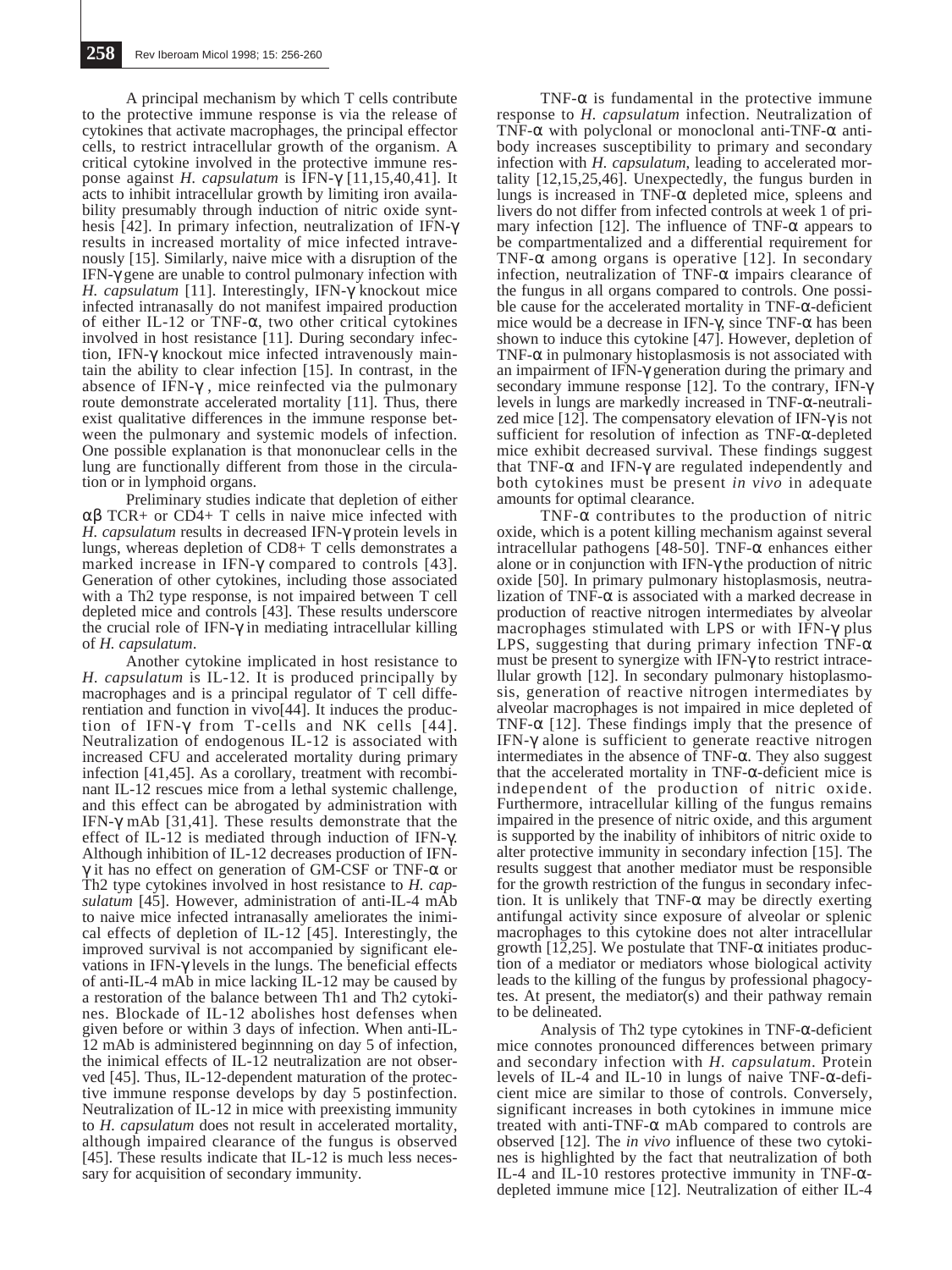A principal mechanism by which T cells contribute to the protective immune response is via the release of cytokines that activate macrophages, the principal effector cells, to restrict intracellular growth of the organism. A critical cytokine involved in the protective immune response against *H. capsulatum* is IFN-γ [11,15,40,41]. It acts to inhibit intracellular growth by limiting iron availability presumably through induction of nitric oxide synthesis [42]. In primary infection, neutralization of IFN-γ results in increased mortality of mice infected intravenously [15]. Similarly, naive mice with a disruption of the IFN-γ gene are unable to control pulmonary infection with *H. capsulatum* [11]. Interestingly, IFN-γ knockout mice infected intranasally do not manifest impaired production of either IL-12 or TNF-α, two other critical cytokines involved in host resistance [11]. During secondary infection, IFN-γ knockout mice infected intravenously maintain the ability to clear infection [15]. In contrast, in the absence of IFN-γ , mice reinfected via the pulmonary route demonstrate accelerated mortality [11]. Thus, there exist qualitative differences in the immune response between the pulmonary and systemic models of infection. One possible explanation is that mononuclear cells in the lung are functionally different from those in the circulation or in lymphoid organs.

Preliminary studies indicate that depletion of either αβ TCR+ or CD4+ T cells in naive mice infected with *H. capsulatum* results in decreased IFN-γ protein levels in lungs, whereas depletion of CD8+ T cells demonstrates a marked increase in IFN-γ compared to controls [43]. Generation of other cytokines, including those associated with a Th2 type response, is not impaired between T cell depleted mice and controls [43]. These results underscore the crucial role of IFN-γ in mediating intracellular killing of *H. capsulatum*.

Another cytokine implicated in host resistance to *H. capsulatum* is IL-12. It is produced principally by macrophages and is a principal regulator of T cell differentiation and function in vivo[44]. It induces the production of IFN-γ from T-cells and NK cells [44]. Neutralization of endogenous IL-12 is associated with increased CFU and accelerated mortality during primary infection [41,45]. As a corollary, treatment with recombinant IL-12 rescues mice from a lethal systemic challenge, and this effect can be abrogated by administration with IFN-γ mAb [31,41]. These results demonstrate that the effect of IL-12 is mediated through induction of IFN-γ. Although inhibition of IL-12 decreases production of IFN-γ it has no effect on generation of GM-CSF or TNF-α or Th2 type cytokines involved in host resistance to *H. capsulatum* [45]. However, administration of anti-IL-4 mAb to naive mice infected intranasally ameliorates the inimical effects of depletion of IL-12 [45]. Interestingly, the improved survival is not accompanied by significant elevations in IFN-γ levels in the lungs. The beneficial effects of anti-IL-4 mAb in mice lacking IL-12 may be caused by a restoration of the balance between Th1 and Th2 cytokines. Blockade of IL-12 abolishes host defenses when given before or within 3 days of infection. When anti-IL-12 mAb is administered beginnning on day 5 of infection, the inimical effects of IL-12 neutralization are not observed [45]. Thus, IL-12-dependent maturation of the protective immune response develops by day 5 postinfection. Neutralization of IL-12 in mice with preexisting immunity to *H. capsulatum* does not result in accelerated mortality, although impaired clearance of the fungus is observed [45]. These results indicate that IL-12 is much less necessary for acquisition of secondary immunity.

TNF-α is fundamental in the protective immune response to *H. capsulatum* infection. Neutralization of TNF-α with polyclonal or monoclonal anti-TNF-α antibody increases susceptibility to primary and secondary infection with *H. capsulatum*, leading to accelerated mortality [12,15,25,46]. Unexpectedly, the fungus burden in lungs is increased in TNF-α depleted mice, spleens and livers do not differ from infected controls at week 1 of primary infection [12]. The influence of TNF-α appears to be compartmentalized and a differential requirement for TNF-α among organs is operative [12]. In secondary infection, neutralization of TNF-α impairs clearance of the fungus in all organs compared to controls. One possible cause for the accelerated mortality in TNF-α-deficient mice would be a decrease in IFN-γ, since TNF-α has been shown to induce this cytokine [47]. However, depletion of TNF-α in pulmonary histoplasmosis is not associated with an impairment of IFN-γ generation during the primary and secondary immune response [12]. To the contrary, IFN-γ levels in lungs are markedly increased in TNF-α-neutralized mice [12]. The compensatory elevation of IFN-γ is not sufficient for resolution of infection as TNF-α-depleted mice exhibit decreased survival. These findings suggest that TNF-α and IFN-γ are regulated independently and both cytokines must be present *in vivo* in adequate amounts for optimal clearance.

TNF-α contributes to the production of nitric oxide, which is a potent killing mechanism against several intracellular pathogens [48-50]. TNF-α enhances either alone or in conjunction with IFN-γ the production of nitric oxide [50]. In primary pulmonary histoplasmosis, neutralization of TNF-α is associated with a marked decrease in production of reactive nitrogen intermediates by alveolar macrophages stimulated with LPS or with IFN-γ plus LPS, suggesting that during primary infection TNF-α must be present to synergize with IFN-γ to restrict intracellular growth [12]. In secondary pulmonary histoplasmosis, generation of reactive nitrogen intermediates by alveolar macrophages is not impaired in mice depleted of TNF-α [12]. These findings imply that the presence of IFN-γ alone is sufficient to generate reactive nitrogen intermediates in the absence of TNF-α. They also suggest that the accelerated mortality in TNF-α-deficient mice is independent of the production of nitric oxide. Furthermore, intracellular killing of the fungus remains impaired in the presence of nitric oxide, and this argument is supported by the inability of inhibitors of nitric oxide to alter protective immunity in secondary infection [15]. The results suggest that another mediator must be responsible for the growth restriction of the fungus in secondary infection. It is unlikely that TNF-α may be directly exerting antifungal activity since exposure of alveolar or splenic macrophages to this cytokine does not alter intracellular growth [12,25]. We postulate that TNF-α initiates production of a mediator or mediators whose biological activity leads to the killing of the fungus by professional phagocytes. At present, the mediator(s) and their pathway remain to be delineated.

Analysis of Th2 type cytokines in TNF-α-deficient mice connotes pronounced differences between primary and secondary infection with *H. capsulatum*. Protein levels of IL-4 and IL-10 in lungs of naive TNF-α-deficient mice are similar to those of controls. Conversely, significant increases in both cytokines in immune mice treated with anti-TNF-α mAb compared to controls are observed [12]. The *in vivo* influence of these two cytokines is highlighted by the fact that neutralization of both IL-4 and IL-10 restores protective immunity in TNF-α-depleted immune mice [12]. Neutralization of either IL-4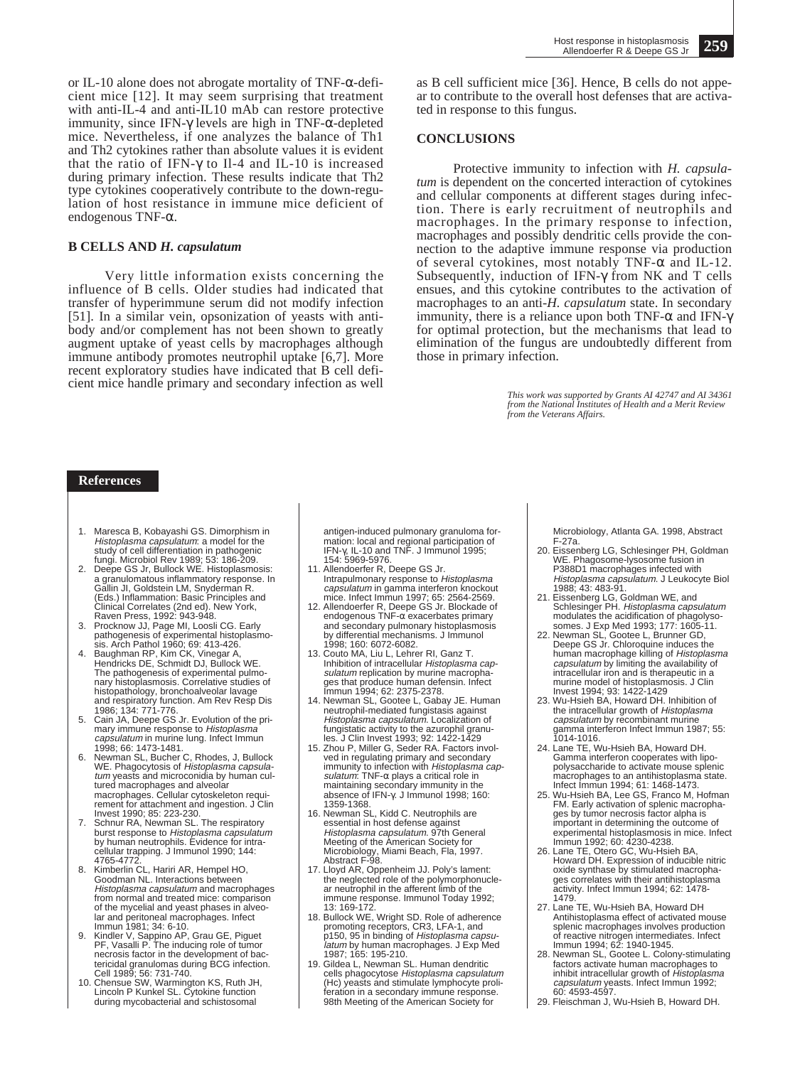or IL-10 alone does not abrogate mortality of TNF-α-deficient mice [12]. It may seem surprising that treatment with anti-IL-4 and anti-IL10 mAb can restore protective immunity, since IFN-γ levels are high in TNF-α-depleted mice. Nevertheless, if one analyzes the balance of Th1 and Th2 cytokines rather than absolute values it is evident that the ratio of IFN-γ to Il-4 and IL-10 is increased during primary infection. These results indicate that Th2 type cytokines cooperatively contribute to the down-regulation of host resistance in immune mice deficient of endogenous TNF-α.

## B CELLS AND *H. capsulatum*

Very little information exists concerning the influence of B cells. Older studies had indicated that transfer of hyperimmune serum did not modify infection [51]. In a similar vein, opsonization of yeasts with antibody and/or complement has not been shown to greatly augment uptake of yeast cells by macrophages although immune antibody promotes neutrophil uptake [6,7]. More recent exploratory studies have indicated that B cell deficient mice handle primary and secondary infection as well as B cell sufficient mice [36]. Hence, B cells do not appear to contribute to the overall host defenses that are activated in response to this fungus.

## CONCLUSIONS

Protective immunity to infection with *H. capsulatum* is dependent on the concerted interaction of cytokines and cellular components at different stages during infection. There is early recruitment of neutrophils and macrophages. In the primary response to infection, macrophages and possibly dendritic cells provide the connection to the adaptive immune response via production of several cytokines, most notably TNF-α and IL-12. Subsequently, induction of IFN-γ from NK and T cells ensues, and this cytokine contributes to the activation of macrophages to an anti-*H. capsulatum* state. In secondary immunity, there is a reliance upon both TNF-α and IFN-γ for optimal protection, but the mechanisms that lead to elimination of the fungus are undoubtedly different from those in primary infection.

*This work was supported by Grants AI 42747 and AI 34361 from the National Institutes of Health and a Merit Review from the Veterans Affairs.*

## References

1. Maresca B, Kobayashi GS. Dimorphism in *Histoplasma capsulatum*: a model for the study of cell differentiation in pathogenic fungi. Microbiol Rev 1989; 53: 186-209.
2. Deepe GS Jr, Bullock WE. Histoplasmosis: a granulomatous inflammatory response. In Gallin JI, Goldstein LM, Snyderman R. (Eds.) Inflammation: Basic Principles and Clinical Correlates (2nd ed). New York, Raven Press, 1992: 943-948.
3. Procknow JJ, Page MI, Loosli CG. Early pathogenesis of experimental histoplasmosis. Arch Pathol 1960; 69: 413-426.
4. Baughman RP, Kim CK, Vinegar A, Hendricks DE, Schmidt DJ, Bullock WE. The pathogenesis of experimental pulmonary histoplasmosis. Correlative studies of histopathology, bronchoalveolar lavage and respiratory function. Am Rev Resp Dis 1986; 134: 771-776.
5. Cain JA, Deepe GS Jr. Evolution of the primary immune response to *Histoplasma capsulatum* in murine lung. Infect Immun 1998; 66: 1473-1481.
6. Newman SL, Bucher C, Rhodes, J, Bullock WE. Phagocytosis of *Histoplasma capsulatum* yeasts and microconidia by human cultured macrophages and alveolar macrophages. Cellular cytoskeleton requirement for attachment and ingestion. J Clin Invest 1990; 85: 223-230.
7. Schnur RA, Newman SL. The respiratory burst response to *Histoplasma capsulatum* by human neutrophils. Evidence for intracellular trapping. J Immunol 1990; 144: 4765-4772.
8. Kimberlin CL, Hariri AR, Hempel HO, Goodman NL. Interactions between *Histoplasma capsulatum* and macrophages from normal and treated mice: comparison of the mycelial and yeast phases in alveolar and peritoneal macrophages. Infect Immun 1981; 34: 6-10.
9. Kindler V, Sappino AP, Grau GE, Piguet PF, Vasalli P. The inducing role of tumor necrosis factor in the development of bactericidal granulomas during BCG infection. Cell 1989; 56: 731-740.
10. Chensue SW, Warmington KS, Ruth JH, Lincoln P Kunkel SL. Cytokine function during mycobacterial and schistosomal antigen-induced pulmonary granuloma formation: local and regional participation of IFN-γ, IL-10 and TNF. J Immunol 1995; 154: 5969-5976.
11. Allendoerfer R, Deepe GS Jr. Intrapulmonary response to *Histoplasma capsulatum* in gamma interferon knockout mice. Infect Immun 1997; 65: 2564-2569.
12. Allendoerfer R, Deepe GS Jr. Blockade of endogenous TNF-α exacerbates primary and secondary pulmonary histoplasmosis by differential mechanisms. J Immunol 1998; 160: 6072-6082.
13. Couto MA, Liu L, Lehrer RI, Ganz T. Inhibition of intracellular *Histoplasma capsulatum* replication by murine macrophages that produce human defensin. Infect Immun 1994; 62: 2375-2378.
14. Newman SL, Gootee L, Gabay JE. Human neutrophil-mediated fungistasis against *Histoplasma capsulatum*. Localization of fungistatic activity to the azurophil granules. J Clin Invest 1993; 92: 1422-1429
15. Zhou P, Miller G, Seder RA. Factors involved in regulating primary and secondary immunity to infection with *Histoplasma capsulatum*: TNF-α plays a critical role in maintaining secondary immunity in the absence of IFN-γ. J Immunol 1998; 160: 1359-1368.
16. Newman SL, Kidd C. Neutrophils are essential in host defense against *Histoplasma capsulatum*. 97th General Meeting of the American Society for Microbiology, Miami Beach, Fla, 1997. Abstract F-98.
17. Lloyd AR, Oppenheim JJ. Poly's lament: the neglected role of the polymorphonuclear neutrophil in the afferent limb of the immune response. Immunol Today 1992; 13: 169-172.
18. Bullock WE, Wright SD. Role of adherence promoting receptors, CR3, LFA-1, and p150, 95 in binding of *Histoplasma capsulatum* by human macrophages. J Exp Med 1987; 165: 195-210.
19. Gildea L, Newman SL. Human dendritic cells phagocytose *Histoplasma capsulatum* (Hc) yeasts and stimulate lymphocyte proliferation in a secondary immune response. 98th Meeting of the American Society for Microbiology, Atlanta GA. 1998, Abstract F-27a.
20. Eissenberg LG, Schlesinger PH, Goldman WE. Phagosome-lysosome fusion in P388D1 macrophages infected with *Histoplasma capsulatum*. J Leukocyte Biol 1988; 43: 483-91.
21. Eissenberg LG, Goldman WE, and Schlesinger PH. *Histoplasma capsulatum* modulates the acidification of phagolysosomes. J Exp Med 1993; 177: 1605-11.
22. Newman SL, Gootee L, Brunner GD, Deepe GS Jr. Chloroquine induces the human macrophage killing of *Histoplasma capsulatum* by limiting the availability of intracellular iron and is therapeutic in a murine model of histoplasmosis. J Clin Invest 1994; 93: 1422-1429
23. Wu-Hsieh BA, Howard DH. Inhibition of the intracellular growth of *Histoplasma capsulatum* by recombinant murine gamma interferon Infect Immun 1987; 55: 1014-1016.
24. Lane TE, Wu-Hsieh BA, Howard DH. Gamma interferon cooperates with lipopolysaccharide to activate mouse splenic macrophages to an antihistoplasma state. Infect Immun 1994; 61: 1468-1473.
25. Wu-Hsieh BA, Lee GS, Franco M, Hofman FM. Early activation of splenic macrophages by tumor necrosis factor alpha is important in determining the outcome of experimental histoplasmosis in mice. Infect Immun 1992; 60: 4230-4238.
26. Lane TE, Otero GC, Wu-Hsieh BA, Howard DH. Expression of inducible nitric oxide synthase by stimulated macrophages correlates with their antihistoplasma activity. Infect Immun 1994; 62: 1478-1479.
27. Lane TE, Wu-Hsieh BA, Howard DH Antihistoplasma effect of activated mouse splenic macrophages involves production of reactive nitrogen intermediates. Infect Immun 1994; 62: 1940-1945.
28. Newman SL, Gootee L. Colony-stimulating factors activate human macrophages to inhibit intracellular growth of *Histoplasma capsulatum* yeasts. Infect Immun 1992; 60: 4593-4597.
29. Fleischman J, Wu-Hsieh B, Howard DH.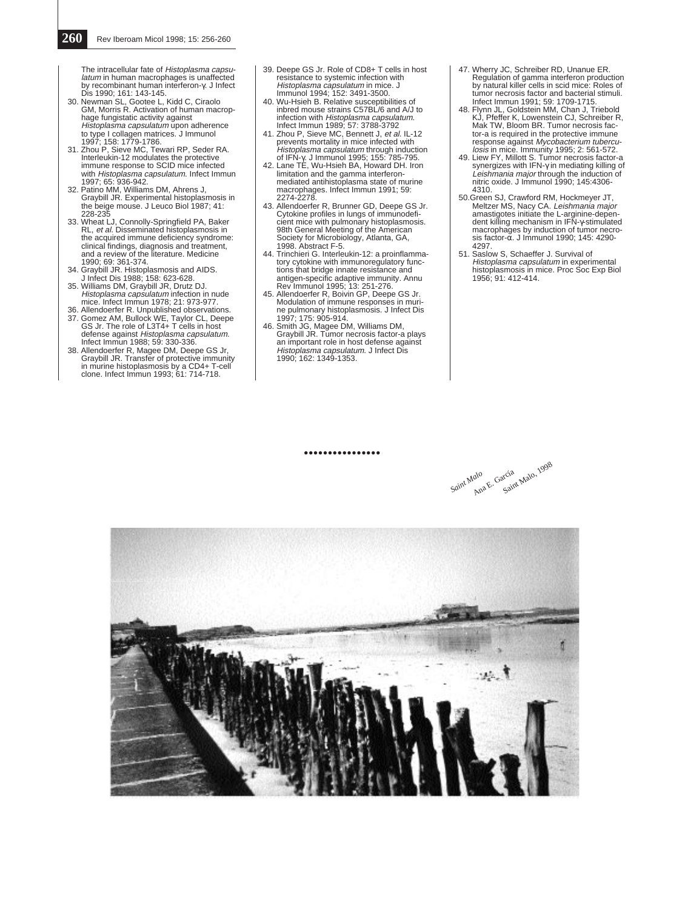The intracellular fate of *Histoplasma capsulatum* in human macrophages is unaffected by recombinant human interferon-γ. J Infect Dis 1990; 161: 143-145.

30. Newman SL, Gootee L, Kidd C, Ciraolo GM, Morris R. Activation of human macrophage fungistatic activity against *Histoplasma capsulatum* upon adherence to type I collagen matrices. J Immunol 1997; 158: 1779-1786.
31. Zhou P, Sieve MC, Tewari RP, Seder RA. Interleukin-12 modulates the protective immune response to SCID mice infected with *Histoplasma capsulatum.* Infect Immun 1997; 65: 936-942.
32. Patino MM, Williams DM, Ahrens J, Graybill JR. Experimental histoplasmosis in the beige mouse. J Leuco Biol 1987; 41: 228-235
33. Wheat LJ, Connolly-Springfield PA, Baker RL, *et al.* Disseminated histoplasmosis in the acquired immune deficiency syndrome: clinical findings, diagnosis and treatment, and a review of the literature. Medicine 1990; 69: 361-374.
34. Graybill JR. Histoplasmosis and AIDS. J Infect Dis 1988; 158: 623-628.
35. Williams DM, Graybill JR, Drutz DJ. *Histoplasma capsulatum* infection in nude mice. Infect Immun 1978; 21: 973-977.
36. Allendoerfer R. Unpublished observations.
37. Gomez AM, Bullock WE, Taylor CL, Deepe GS Jr. The role of L3T4+ T cells in host defense against *Histoplasma capsulatum.* Infect Immun 1988; 59: 330-336.
38. Allendoerfer R, Magee DM, Deepe GS Jr, Graybill JR. Transfer of protective immunity in murine histoplasmosis by a CD4+ T-cell clone. Infect Immun 1993; 61: 714-718.
39. Deepe GS Jr. Role of CD8+ T cells in host resistance to systemic infection with *Histoplasma capsulatum* in mice. J Immunol 1994; 152: 3491-3500.
40. Wu-Hsieh B. Relative susceptibilities of inbred mouse strains C57BL/6 and A/J to infection with *Histoplasma capsulatum.* Infect Immun 1989; 57: 3788-3792
41. Zhou P, Sieve MC, Bennett J, *et al.* IL-12 prevents mortality in mice infected with *Histoplasma capsulatum* through induction of IFN-γ. J Immunol 1995; 155: 785-795.
42. Lane TE, Wu-Hsieh BA, Howard DH. Iron limitation and the gamma interferon-mediated antihistoplasma state of murine macrophages. Infect Immun 1991; 59: 2274-2278.
43. Allendoerfer R, Brunner GD, Deepe GS Jr. Cytokine profiles in lungs of immunodeficient mice with pulmonary histoplasmosis. 98th General Meeting of the American Society for Microbiology, Atlanta, GA, 1998. Abstract F-5.
44. Trinchieri G. Interleukin-12: a proinflammatory cytokine with immunoregulatory functions that bridge innate resistance and antigen-specific adaptive immunity. Annu Rev Immunol 1995; 13: 251-276.
45. Allendoerfer R, Boivin GP, Deepe GS Jr. Modulation of immune responses in murine pulmonary histoplasmosis. J Infect Dis 1997; 175: 905-914.
46. Smith JG, Magee DM, Williams DM, Graybill JR. Tumor necrosis factor-a plays an important role in host defense against *Histoplasma capsulatum.* J Infect Dis 1990; 162: 1349-1353.
47. Wherry JC, Schreiber RD, Unanue ER. Regulation of gamma interferon production by natural killer cells in scid mice: Roles of tumor necrosis factor and bacterial stimuli. Infect Immun 1991; 59: 1709-1715.
48. Flynn JL, Goldstein MM, Chan J, Triebold KJ, Pfeffer K, Lowenstein CJ, Schreiber R, Mak TW, Bloom BR. Tumor necrosis factor-a is required in the protective immune response against *Mycobacterium tuberculosis* in mice. Immunity 1995; 2: 561-572.
49. Liew FY, Millott S. Tumor necrosis factor-a synergizes with IFN-γ in mediating killing of *Leishmania major* through the induction of nitric oxide. J Immunol 1990; 145:4306-4310.
50. Green SJ, Crawford RM, Hockmeyer JT, Meltzer MS, Nacy CA. *Leishmania major* amastigotes initiate the L-arginine-dependent killing mechanism in IFN-γ-stimulated macrophages by induction of tumor necrosis factor-α. J Immunol 1990; 145: 4290-4297.
51. Saslow S, Schaeffer J. Survival of *Histoplasma capsulatum* in experimental histoplasmosis in mice. Proc Soc Exp Biol 1956; 91: 412-414.

*Saint Malo*
*Ana E. García*
*Saint Malo, 1998*